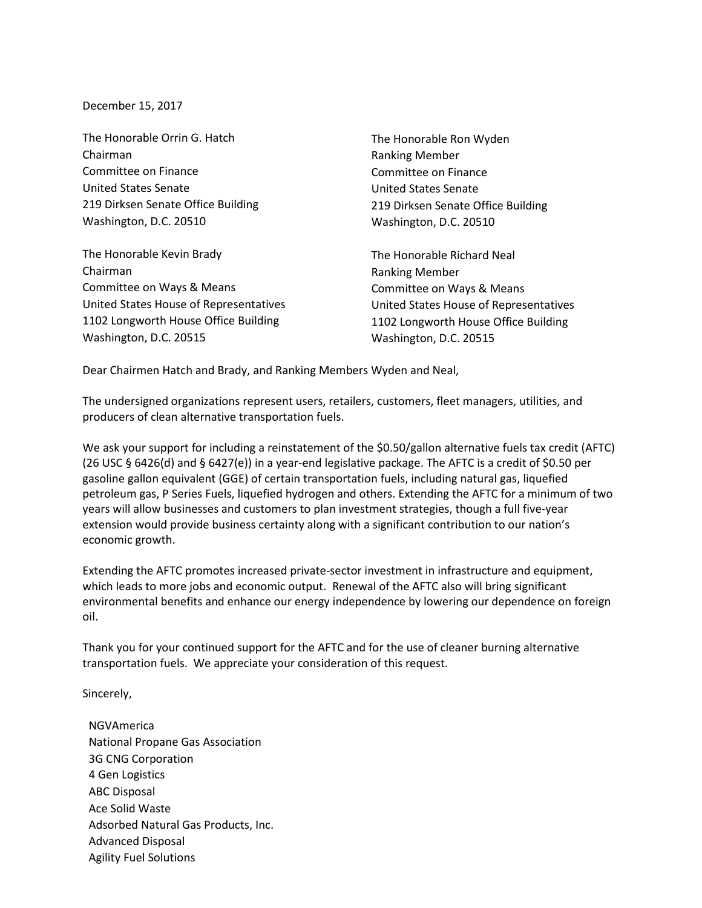December 15, 2017

The Honorable Orrin G. Hatch
Chairman
Committee on Finance
United States Senate
219 Dirksen Senate Office Building
Washington, D.C. 20510

The Honorable Ron Wyden
Ranking Member
Committee on Finance
United States Senate
219 Dirksen Senate Office Building
Washington, D.C. 20510

The Honorable Kevin Brady
Chairman
Committee on Ways & Means
United States House of Representatives
1102 Longworth House Office Building
Washington, D.C. 20515

The Honorable Richard Neal
Ranking Member
Committee on Ways & Means
United States House of Representatives
1102 Longworth House Office Building
Washington, D.C. 20515

Dear Chairmen Hatch and Brady, and Ranking Members Wyden and Neal,

The undersigned organizations represent users, retailers, customers, fleet managers, utilities, and producers of clean alternative transportation fuels.

We ask your support for including a reinstatement of the $0.50/gallon alternative fuels tax credit (AFTC) (26 USC § 6426(d) and § 6427(e)) in a year-end legislative package. The AFTC is a credit of $0.50 per gasoline gallon equivalent (GGE) of certain transportation fuels, including natural gas, liquefied petroleum gas, P Series Fuels, liquefied hydrogen and others. Extending the AFTC for a minimum of two years will allow businesses and customers to plan investment strategies, though a full five-year extension would provide business certainty along with a significant contribution to our nation's economic growth.

Extending the AFTC promotes increased private-sector investment in infrastructure and equipment, which leads to more jobs and economic output. Renewal of the AFTC also will bring significant environmental benefits and enhance our energy independence by lowering our dependence on foreign oil.

Thank you for your continued support for the AFTC and for the use of cleaner burning alternative transportation fuels. We appreciate your consideration of this request.

Sincerely,

NGVAmerica
National Propane Gas Association
3G CNG Corporation
4 Gen Logistics
ABC Disposal
Ace Solid Waste
Adsorbed Natural Gas Products, Inc.
Advanced Disposal
Agility Fuel Solutions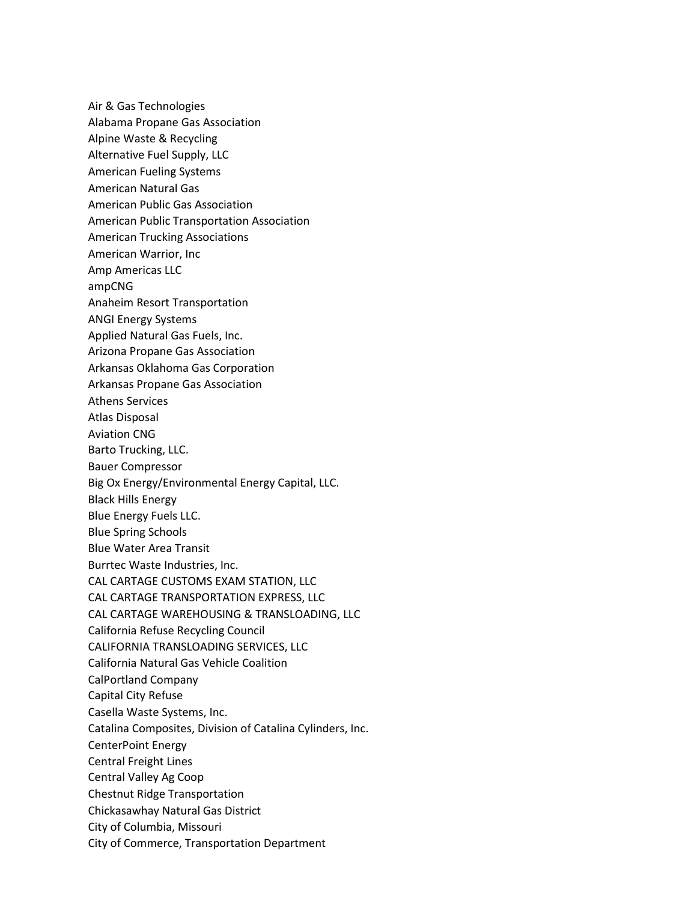Air & Gas Technologies
Alabama Propane Gas Association
Alpine Waste & Recycling
Alternative Fuel Supply, LLC
American Fueling Systems
American Natural Gas
American Public Gas Association
American Public Transportation Association
American Trucking Associations
American Warrior, Inc
Amp Americas LLC
ampCNG
Anaheim Resort Transportation
ANGI Energy Systems
Applied Natural Gas Fuels, Inc.
Arizona Propane Gas Association
Arkansas Oklahoma Gas Corporation
Arkansas Propane Gas Association
Athens Services
Atlas Disposal
Aviation CNG
Barto Trucking, LLC.
Bauer Compressor
Big Ox Energy/Environmental Energy Capital, LLC.
Black Hills Energy
Blue Energy Fuels LLC.
Blue Spring Schools
Blue Water Area Transit
Burrtec Waste Industries, Inc.
CAL CARTAGE CUSTOMS EXAM STATION, LLC
CAL CARTAGE TRANSPORTATION EXPRESS, LLC
CAL CARTAGE WAREHOUSING & TRANSLOADING, LLC
California Refuse Recycling Council
CALIFORNIA TRANSLOADING SERVICES, LLC
California Natural Gas Vehicle Coalition
CalPortland Company
Capital City Refuse
Casella Waste Systems, Inc.
Catalina Composites, Division of Catalina Cylinders, Inc.
CenterPoint Energy
Central Freight Lines
Central Valley Ag Coop
Chestnut Ridge Transportation
Chickasawhay Natural Gas District
City of Columbia, Missouri
City of Commerce, Transportation Department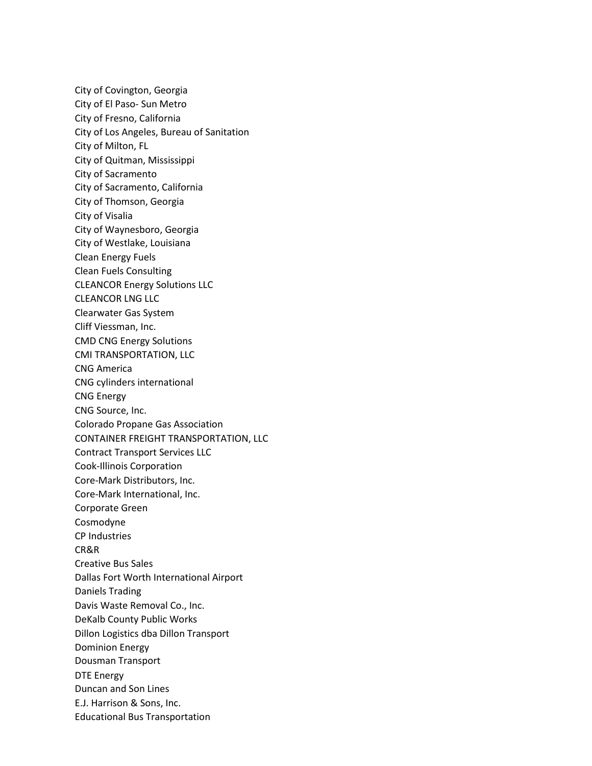City of Covington, Georgia
City of El Paso- Sun Metro
City of Fresno, California
City of Los Angeles, Bureau of Sanitation
City of Milton, FL
City of Quitman, Mississippi
City of Sacramento
City of Sacramento, California
City of Thomson, Georgia
City of Visalia
City of Waynesboro, Georgia
City of Westlake, Louisiana
Clean Energy Fuels
Clean Fuels Consulting
CLEANCOR Energy Solutions LLC
CLEANCOR LNG LLC
Clearwater Gas System
Cliff Viessman, Inc.
CMD CNG Energy Solutions
CMI TRANSPORTATION, LLC
CNG America
CNG cylinders international
CNG Energy
CNG Source, Inc.
Colorado Propane Gas Association
CONTAINER FREIGHT TRANSPORTATION, LLC
Contract Transport Services LLC
Cook-Illinois Corporation
Core-Mark Distributors, Inc.
Core-Mark International, Inc.
Corporate Green
Cosmodyne
CP Industries
CR&R
Creative Bus Sales
Dallas Fort Worth International Airport
Daniels Trading
Davis Waste Removal Co., Inc.
DeKalb County Public Works
Dillon Logistics dba Dillon Transport
Dominion Energy
Dousman Transport
DTE Energy
Duncan and Son Lines
E.J. Harrison & Sons, Inc.
Educational Bus Transportation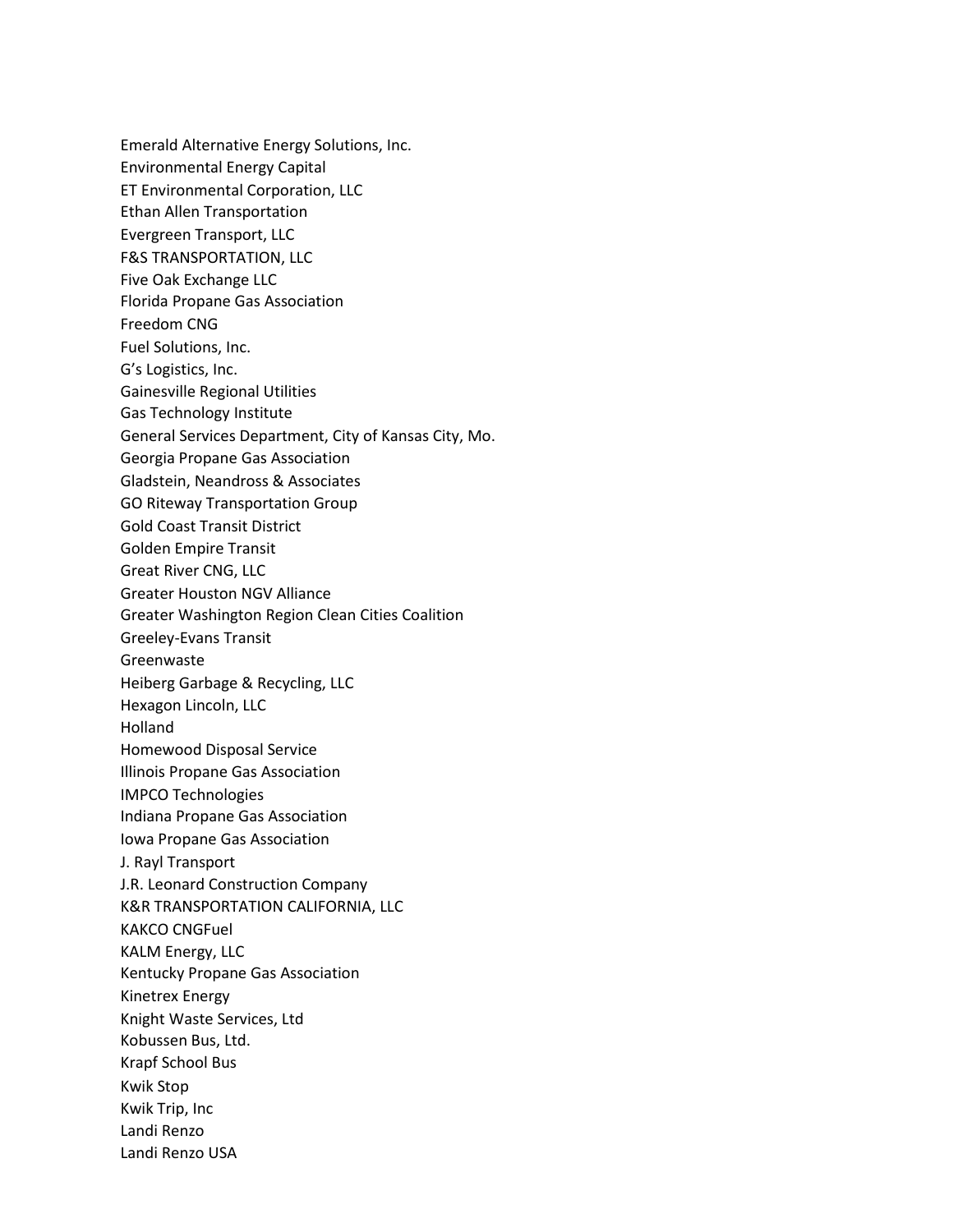Emerald Alternative Energy Solutions, Inc.
Environmental Energy Capital
ET Environmental Corporation, LLC
Ethan Allen Transportation
Evergreen Transport, LLC
F&S TRANSPORTATION, LLC
Five Oak Exchange LLC
Florida Propane Gas Association
Freedom CNG
Fuel Solutions, Inc.
G's Logistics, Inc.
Gainesville Regional Utilities
Gas Technology Institute
General Services Department, City of Kansas City, Mo.
Georgia Propane Gas Association
Gladstein, Neandross & Associates
GO Riteway Transportation Group
Gold Coast Transit District
Golden Empire Transit
Great River CNG, LLC
Greater Houston NGV Alliance
Greater Washington Region Clean Cities Coalition
Greeley-Evans Transit
Greenwaste
Heiberg Garbage & Recycling, LLC
Hexagon Lincoln, LLC
Holland
Homewood Disposal Service
Illinois Propane Gas Association
IMPCO Technologies
Indiana Propane Gas Association
Iowa Propane Gas Association
J. Rayl Transport
J.R. Leonard Construction Company
K&R TRANSPORTATION CALIFORNIA, LLC
KAKCO CNGFuel
KALM Energy, LLC
Kentucky Propane Gas Association
Kinetrex Energy
Knight Waste Services, Ltd
Kobussen Bus, Ltd.
Krapf School Bus
Kwik Stop
Kwik Trip, Inc
Landi Renzo
Landi Renzo USA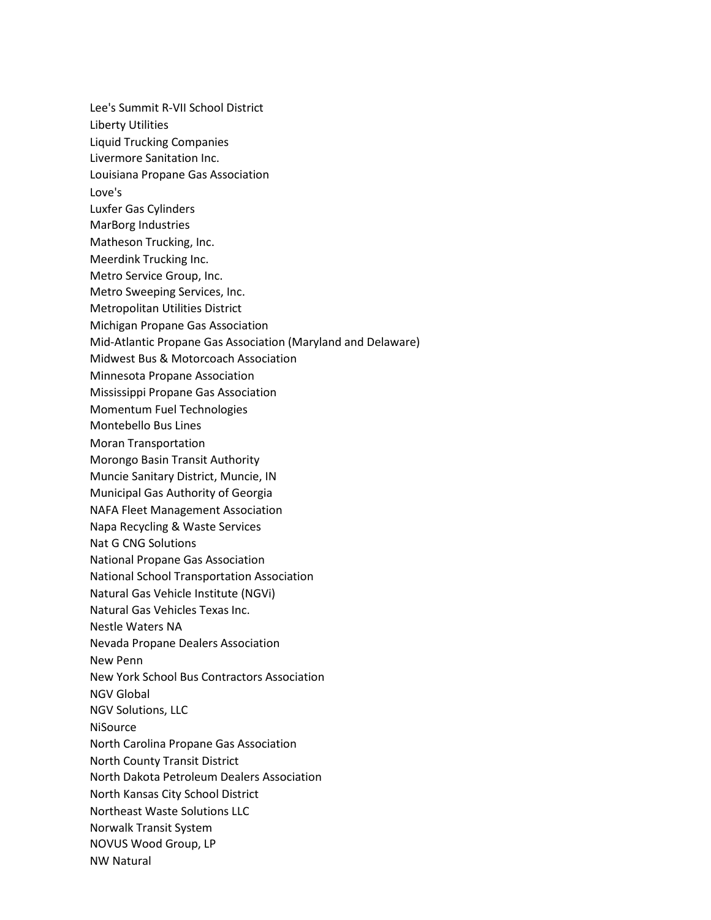Lee's Summit R-VII School District
Liberty Utilities
Liquid Trucking Companies
Livermore Sanitation Inc.
Louisiana Propane Gas Association
Love's
Luxfer Gas Cylinders
MarBorg Industries
Matheson Trucking, Inc.
Meerdink Trucking Inc.
Metro Service Group, Inc.
Metro Sweeping Services, Inc.
Metropolitan Utilities District
Michigan Propane Gas Association
Mid-Atlantic Propane Gas Association (Maryland and Delaware)
Midwest Bus & Motorcoach Association
Minnesota Propane Association
Mississippi Propane Gas Association
Momentum Fuel Technologies
Montebello Bus Lines
Moran Transportation
Morongo Basin Transit Authority
Muncie Sanitary District, Muncie, IN
Municipal Gas Authority of Georgia
NAFA Fleet Management Association
Napa Recycling & Waste Services
Nat G CNG Solutions
National Propane Gas Association
National School Transportation Association
Natural Gas Vehicle Institute (NGVi)
Natural Gas Vehicles Texas Inc.
Nestle Waters NA
Nevada Propane Dealers Association
New Penn
New York School Bus Contractors Association
NGV Global
NGV Solutions, LLC
NiSource
North Carolina Propane Gas Association
North County Transit District
North Dakota Petroleum Dealers Association
North Kansas City School District
Northeast Waste Solutions LLC
Norwalk Transit System
NOVUS Wood Group, LP
NW Natural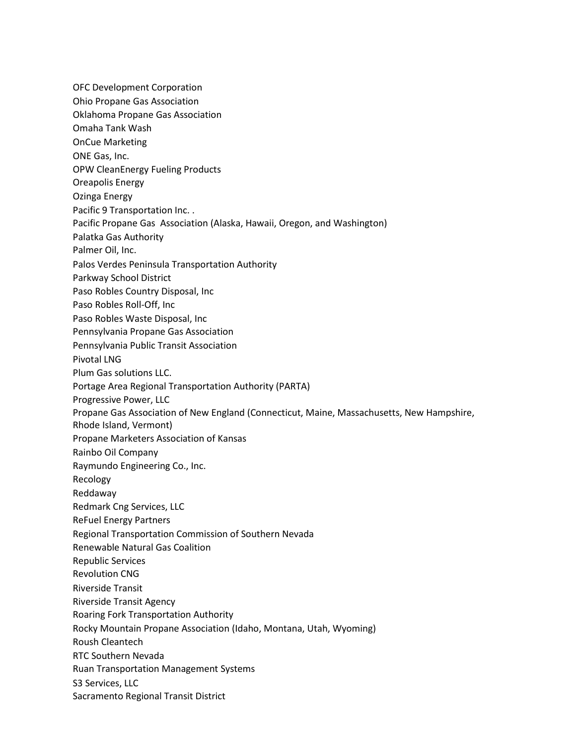OFC Development Corporation
Ohio Propane Gas Association
Oklahoma Propane Gas Association
Omaha Tank Wash
OnCue Marketing
ONE Gas, Inc.
OPW CleanEnergy Fueling Products
Oreapolis Energy
Ozinga Energy
Pacific 9 Transportation Inc. .
Pacific Propane Gas  Association (Alaska, Hawaii, Oregon, and Washington)
Palatka Gas Authority
Palmer Oil, Inc.
Palos Verdes Peninsula Transportation Authority
Parkway School District
Paso Robles Country Disposal, Inc
Paso Robles Roll-Off, Inc
Paso Robles Waste Disposal, Inc
Pennsylvania Propane Gas Association
Pennsylvania Public Transit Association
Pivotal LNG
Plum Gas solutions LLC.
Portage Area Regional Transportation Authority (PARTA)
Progressive Power, LLC
Propane Gas Association of New England (Connecticut, Maine, Massachusetts, New Hampshire, Rhode Island, Vermont)
Propane Marketers Association of Kansas
Rainbo Oil Company
Raymundo Engineering Co., Inc.
Recology
Reddaway
Redmark Cng Services, LLC
ReFuel Energy Partners
Regional Transportation Commission of Southern Nevada
Renewable Natural Gas Coalition
Republic Services
Revolution CNG
Riverside Transit
Riverside Transit Agency
Roaring Fork Transportation Authority
Rocky Mountain Propane Association (Idaho, Montana, Utah, Wyoming)
Roush Cleantech
RTC Southern Nevada
Ruan Transportation Management Systems
S3 Services, LLC
Sacramento Regional Transit District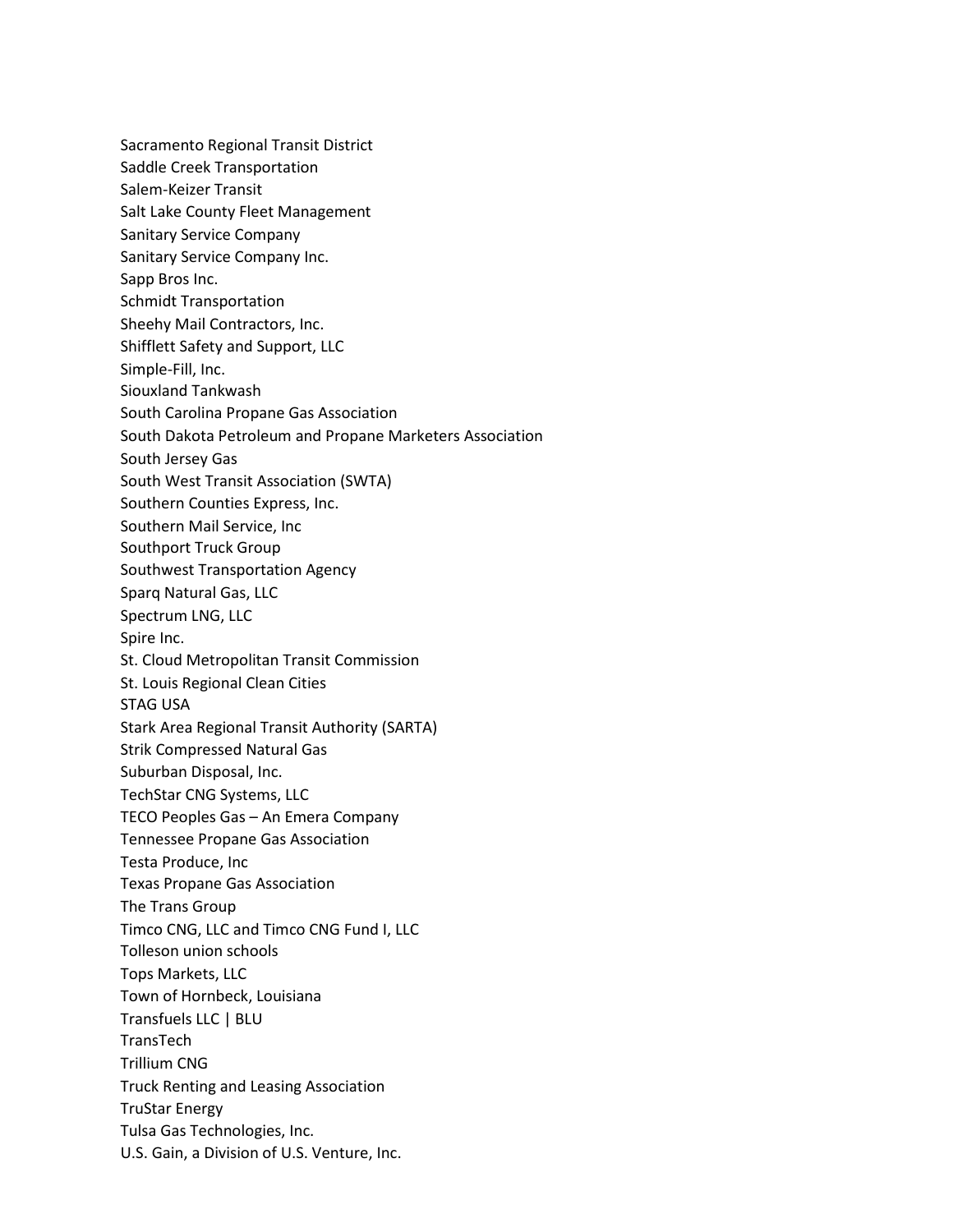Sacramento Regional Transit District
Saddle Creek Transportation
Salem-Keizer Transit
Salt Lake County Fleet Management
Sanitary Service Company
Sanitary Service Company Inc.
Sapp Bros Inc.
Schmidt Transportation
Sheehy Mail Contractors, Inc.
Shifflett Safety and Support, LLC
Simple-Fill, Inc.
Siouxland Tankwash
South Carolina Propane Gas Association
South Dakota Petroleum and Propane Marketers Association
South Jersey Gas
South West Transit Association (SWTA)
Southern Counties Express, Inc.
Southern Mail Service, Inc
Southport Truck Group
Southwest Transportation Agency
Sparq Natural Gas, LLC
Spectrum LNG, LLC
Spire Inc.
St. Cloud Metropolitan Transit Commission
St. Louis Regional Clean Cities
STAG USA
Stark Area Regional Transit Authority (SARTA)
Strik Compressed Natural Gas
Suburban Disposal, Inc.
TechStar CNG Systems, LLC
TECO Peoples Gas – An Emera Company
Tennessee Propane Gas Association
Testa Produce, Inc
Texas Propane Gas Association
The Trans Group
Timco CNG, LLC and Timco CNG Fund I, LLC
Tolleson union schools
Tops Markets, LLC
Town of Hornbeck, Louisiana
Transfuels LLC | BLU
TransTech
Trillium CNG
Truck Renting and Leasing Association
TruStar Energy
Tulsa Gas Technologies, Inc.
U.S. Gain, a Division of U.S. Venture, Inc.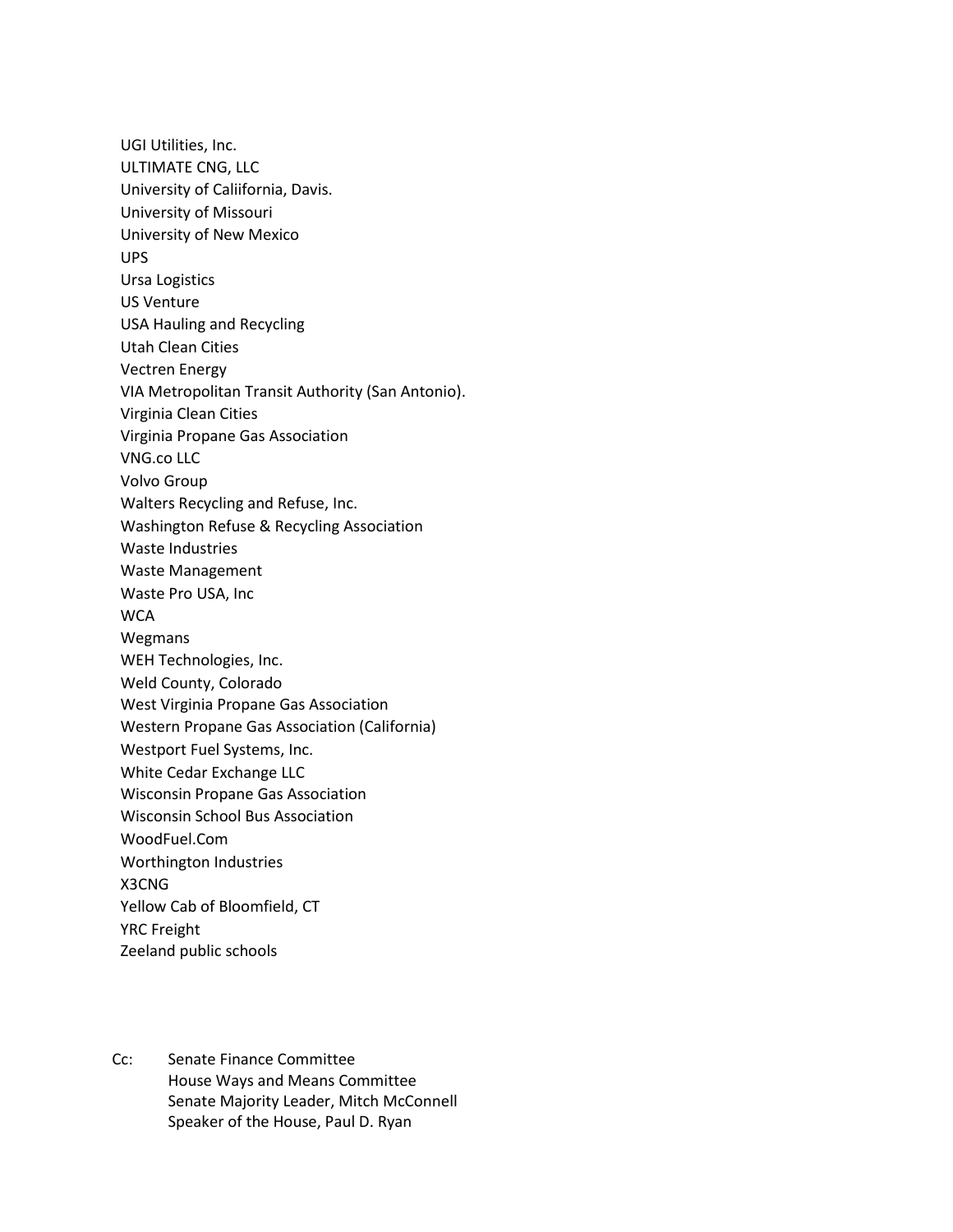UGI Utilities, Inc.
ULTIMATE CNG, LLC
University of Caliifornia, Davis.
University of Missouri
University of New Mexico
UPS
Ursa Logistics
US Venture
USA Hauling and Recycling
Utah Clean Cities
Vectren Energy
VIA Metropolitan Transit Authority (San Antonio).
Virginia Clean Cities
Virginia Propane Gas Association
VNG.co LLC
Volvo Group
Walters Recycling and Refuse, Inc.
Washington Refuse & Recycling Association
Waste Industries
Waste Management
Waste Pro USA, Inc
WCA
Wegmans
WEH Technologies, Inc.
Weld County, Colorado
West Virginia Propane Gas Association
Western Propane Gas Association (California)
Westport Fuel Systems, Inc.
White Cedar Exchange LLC
Wisconsin Propane Gas Association
Wisconsin School Bus Association
WoodFuel.Com
Worthington Industries
X3CNG
Yellow Cab of Bloomfield, CT
YRC Freight
Zeeland public schools

Cc: Senate Finance Committee
House Ways and Means Committee
Senate Majority Leader, Mitch McConnell
Speaker of the House, Paul D. Ryan